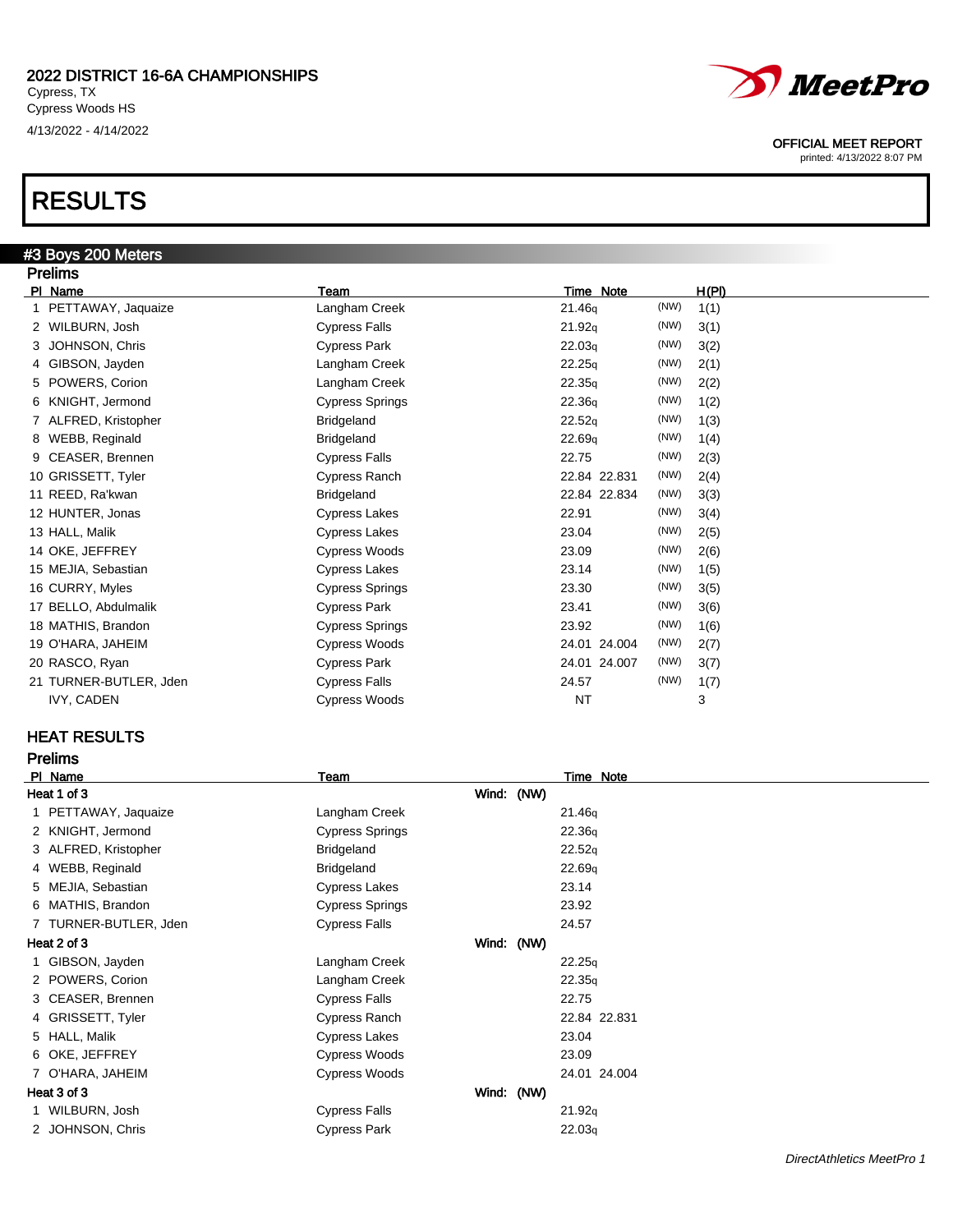2022 DISTRICT 16-6A CHAMPIONSHIPS
Cypress, TX
Cypress Woods HS
4/13/2022 - 4/14/2022

OFFICIAL MEET REPORT
printed: 4/13/2022 8:07 PM

# RESULTS

## #3 Boys 200 Meters

### Prelims

| Pl | Name | Team | Time | Note | | H(Pl) |
|---|---|---|---|---|---|---|
| 1 | PETTAWAY, Jaquaize | Langham Creek | 21.46q | | (NW) | 1(1) |
| 2 | WILBURN, Josh | Cypress Falls | 21.92q | | (NW) | 3(1) |
| 3 | JOHNSON, Chris | Cypress Park | 22.03q | | (NW) | 3(2) |
| 4 | GIBSON, Jayden | Langham Creek | 22.25q | | (NW) | 2(1) |
| 5 | POWERS, Corion | Langham Creek | 22.35q | | (NW) | 2(2) |
| 6 | KNIGHT, Jermond | Cypress Springs | 22.36q | | (NW) | 1(2) |
| 7 | ALFRED, Kristopher | Bridgeland | 22.52q | | (NW) | 1(3) |
| 8 | WEBB, Reginald | Bridgeland | 22.69q | | (NW) | 1(4) |
| 9 | CEASER, Brennen | Cypress Falls | 22.75 | | (NW) | 2(3) |
| 10 | GRISSETT, Tyler | Cypress Ranch | 22.84 | 22.831 | (NW) | 2(4) |
| 11 | REED, Ra'kwan | Bridgeland | 22.84 | 22.834 | (NW) | 3(3) |
| 12 | HUNTER, Jonas | Cypress Lakes | 22.91 | | (NW) | 3(4) |
| 13 | HALL, Malik | Cypress Lakes | 23.04 | | (NW) | 2(5) |
| 14 | OKE, JEFFREY | Cypress Woods | 23.09 | | (NW) | 2(6) |
| 15 | MEJIA, Sebastian | Cypress Lakes | 23.14 | | (NW) | 1(5) |
| 16 | CURRY, Myles | Cypress Springs | 23.30 | | (NW) | 3(5) |
| 17 | BELLO, Abdulmalik | Cypress Park | 23.41 | | (NW) | 3(6) |
| 18 | MATHIS, Brandon | Cypress Springs | 23.92 | | (NW) | 1(6) |
| 19 | O'HARA, JAHEIM | Cypress Woods | 24.01 | 24.004 | (NW) | 2(7) |
| 20 | RASCO, Ryan | Cypress Park | 24.01 | 24.007 | (NW) | 3(7) |
| 21 | TURNER-BUTLER, Jden | Cypress Falls | 24.57 | | (NW) | 1(7) |
| | IVY, CADEN | Cypress Woods | NT | | | 3 |

## HEAT RESULTS

### Prelims

| Pl | Name | Team | Time | Note |
|---|---|---|---|---|
| **Heat 1 of 3** | | Wind: (NW) | | |
| 1 | PETTAWAY, Jaquaize | Langham Creek | 21.46q | |
| 2 | KNIGHT, Jermond | Cypress Springs | 22.36q | |
| 3 | ALFRED, Kristopher | Bridgeland | 22.52q | |
| 4 | WEBB, Reginald | Bridgeland | 22.69q | |
| 5 | MEJIA, Sebastian | Cypress Lakes | 23.14 | |
| 6 | MATHIS, Brandon | Cypress Springs | 23.92 | |
| 7 | TURNER-BUTLER, Jden | Cypress Falls | 24.57 | |
| **Heat 2 of 3** | | Wind: (NW) | | |
| 1 | GIBSON, Jayden | Langham Creek | 22.25q | |
| 2 | POWERS, Corion | Langham Creek | 22.35q | |
| 3 | CEASER, Brennen | Cypress Falls | 22.75 | |
| 4 | GRISSETT, Tyler | Cypress Ranch | 22.84 | 22.831 |
| 5 | HALL, Malik | Cypress Lakes | 23.04 | |
| 6 | OKE, JEFFREY | Cypress Woods | 23.09 | |
| 7 | O'HARA, JAHEIM | Cypress Woods | 24.01 | 24.004 |
| **Heat 3 of 3** | | Wind: (NW) | | |
| 1 | WILBURN, Josh | Cypress Falls | 21.92q | |
| 2 | JOHNSON, Chris | Cypress Park | 22.03q | |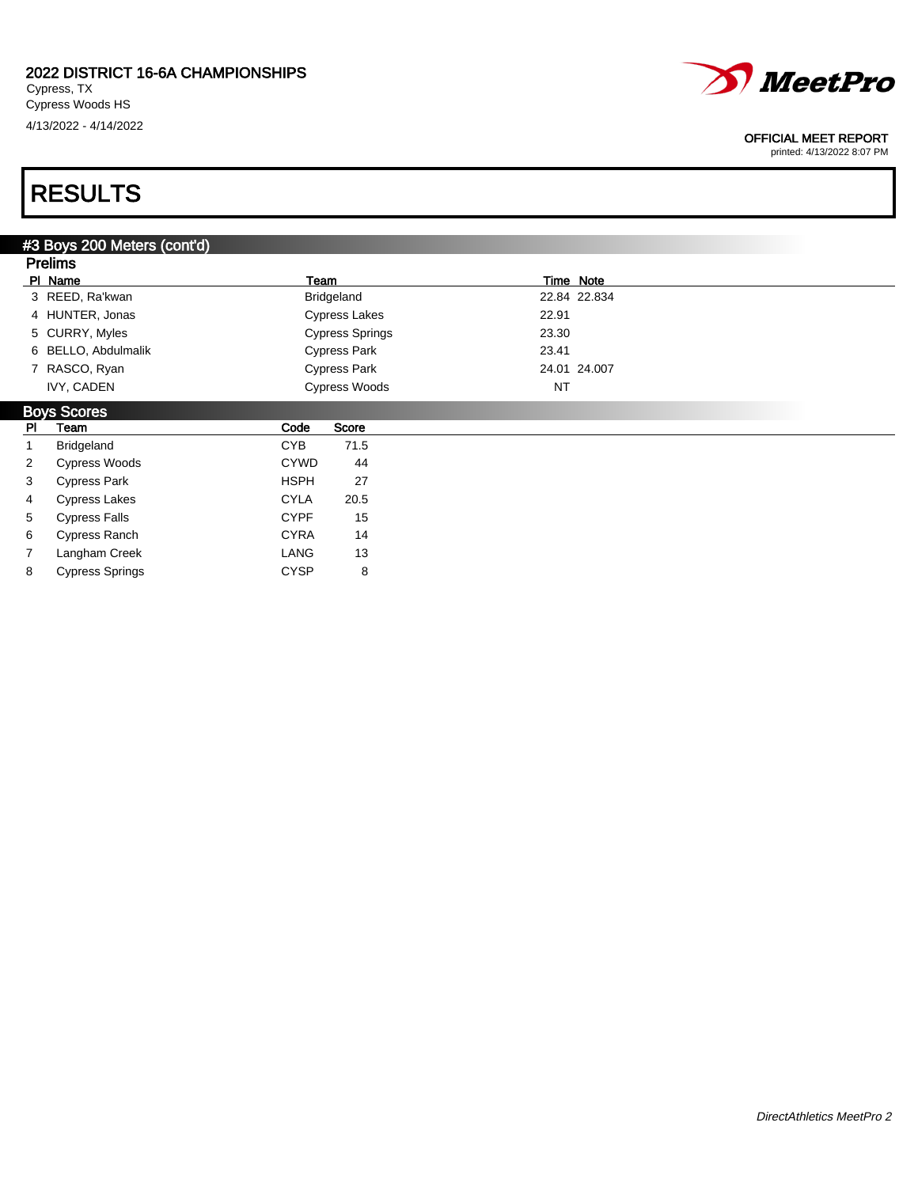# RESULTS

## #3 Boys 200 Meters (cont'd)

### Prelims

| Pl | Name | Team | Time | Note |
|---|---|---|---|---|
| 3 | REED, Ra'kwan | Bridgeland | 22.84 | 22.834 |
| 4 | HUNTER, Jonas | Cypress Lakes | 22.91 | |
| 5 | CURRY, Myles | Cypress Springs | 23.30 | |
| 6 | BELLO, Abdulmalik | Cypress Park | 23.41 | |
| 7 | RASCO, Ryan | Cypress Park | 24.01 | 24.007 |
| | IVY, CADEN | Cypress Woods | NT | |

## Boys Scores

| Pl | Team | Code | Score |
|---|---|---|---|
| 1 | Bridgeland | CYB | 71.5 |
| 2 | Cypress Woods | CYWD | 44 |
| 3 | Cypress Park | HSPH | 27 |
| 4 | Cypress Lakes | CYLA | 20.5 |
| 5 | Cypress Falls | CYPF | 15 |
| 6 | Cypress Ranch | CYRA | 14 |
| 7 | Langham Creek | LANG | 13 |
| 8 | Cypress Springs | CYSP | 8 |